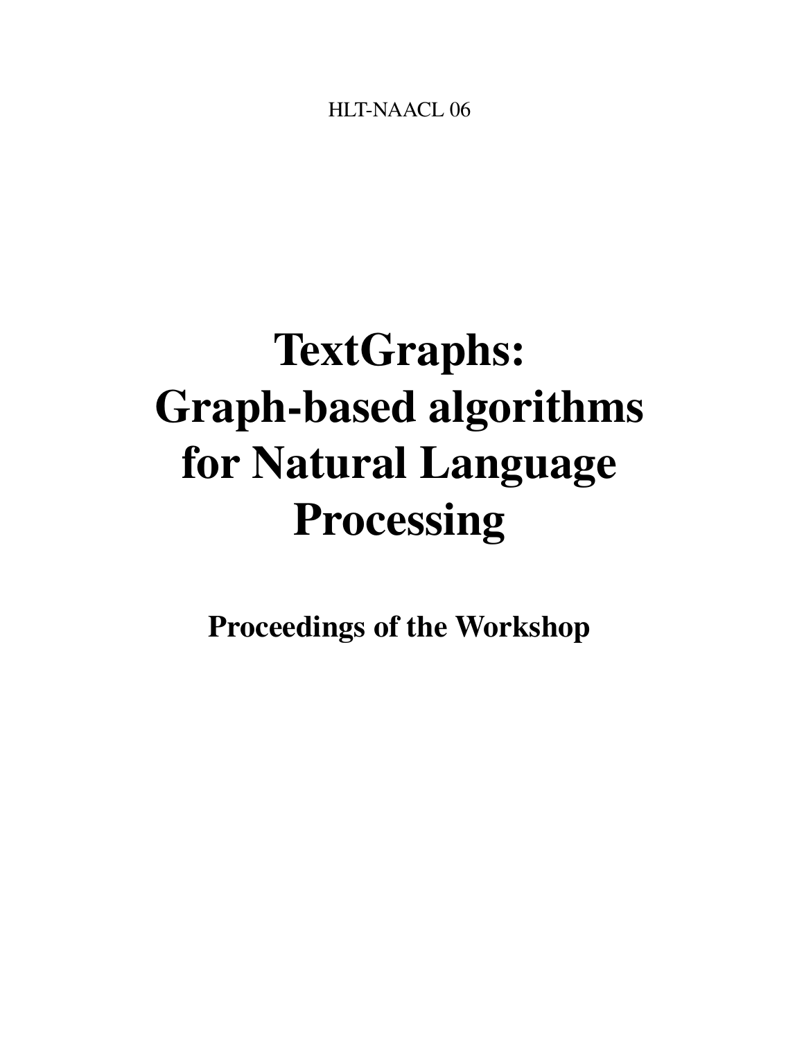HLT-NAACL 06

# TextGraphs: Graph-based algorithms for Natural Language Processing

## Proceedings of the Workshop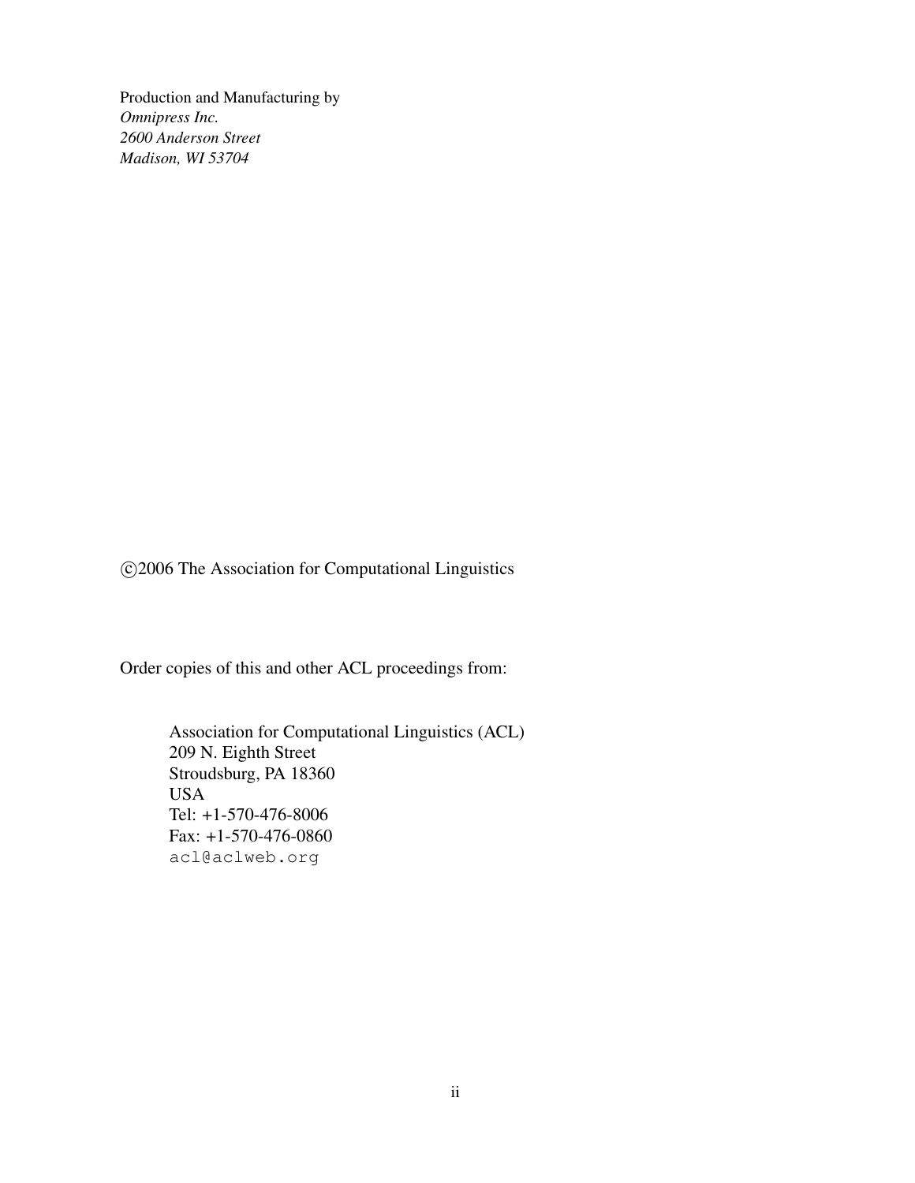Production and Manufacturing by  
*Omnipress Inc.*  
*2600 Anderson Street*  
*Madison, WI 53704*

©2006 The Association for Computational Linguistics

Order copies of this and other ACL proceedings from:

> Association for Computational Linguistics (ACL)  
> 209 N. Eighth Street  
> Stroudsburg, PA 18360  
> USA  
> Tel: +1-570-476-8006  
> Fax: +1-570-476-0860  
> `acl@aclweb.org`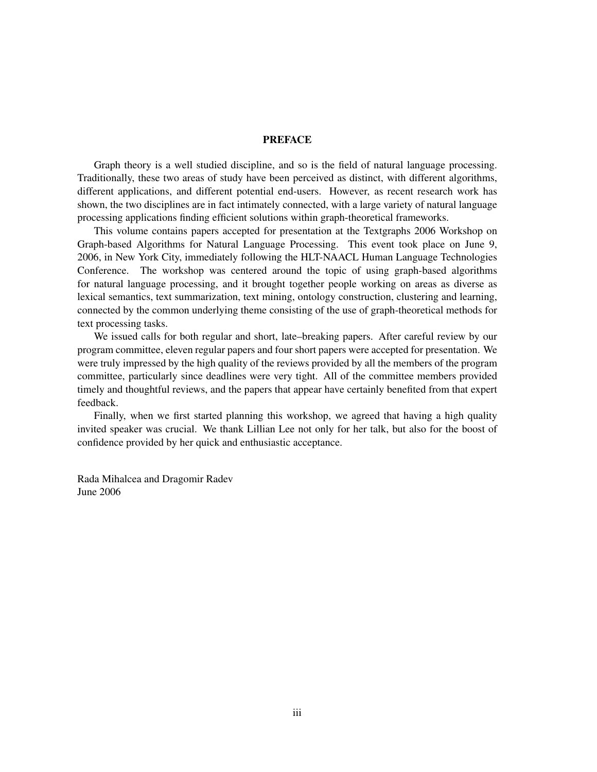## PREFACE

Graph theory is a well studied discipline, and so is the field of natural language processing. Traditionally, these two areas of study have been perceived as distinct, with different algorithms, different applications, and different potential end-users. However, as recent research work has shown, the two disciplines are in fact intimately connected, with a large variety of natural language processing applications finding efficient solutions within graph-theoretical frameworks.

This volume contains papers accepted for presentation at the Textgraphs 2006 Workshop on Graph-based Algorithms for Natural Language Processing. This event took place on June 9, 2006, in New York City, immediately following the HLT-NAACL Human Language Technologies Conference. The workshop was centered around the topic of using graph-based algorithms for natural language processing, and it brought together people working on areas as diverse as lexical semantics, text summarization, text mining, ontology construction, clustering and learning, connected by the common underlying theme consisting of the use of graph-theoretical methods for text processing tasks.

We issued calls for both regular and short, late–breaking papers. After careful review by our program committee, eleven regular papers and four short papers were accepted for presentation. We were truly impressed by the high quality of the reviews provided by all the members of the program committee, particularly since deadlines were very tight. All of the committee members provided timely and thoughtful reviews, and the papers that appear have certainly benefited from that expert feedback.

Finally, when we first started planning this workshop, we agreed that having a high quality invited speaker was crucial. We thank Lillian Lee not only for her talk, but also for the boost of confidence provided by her quick and enthusiastic acceptance.

Rada Mihalcea and Dragomir Radev
June 2006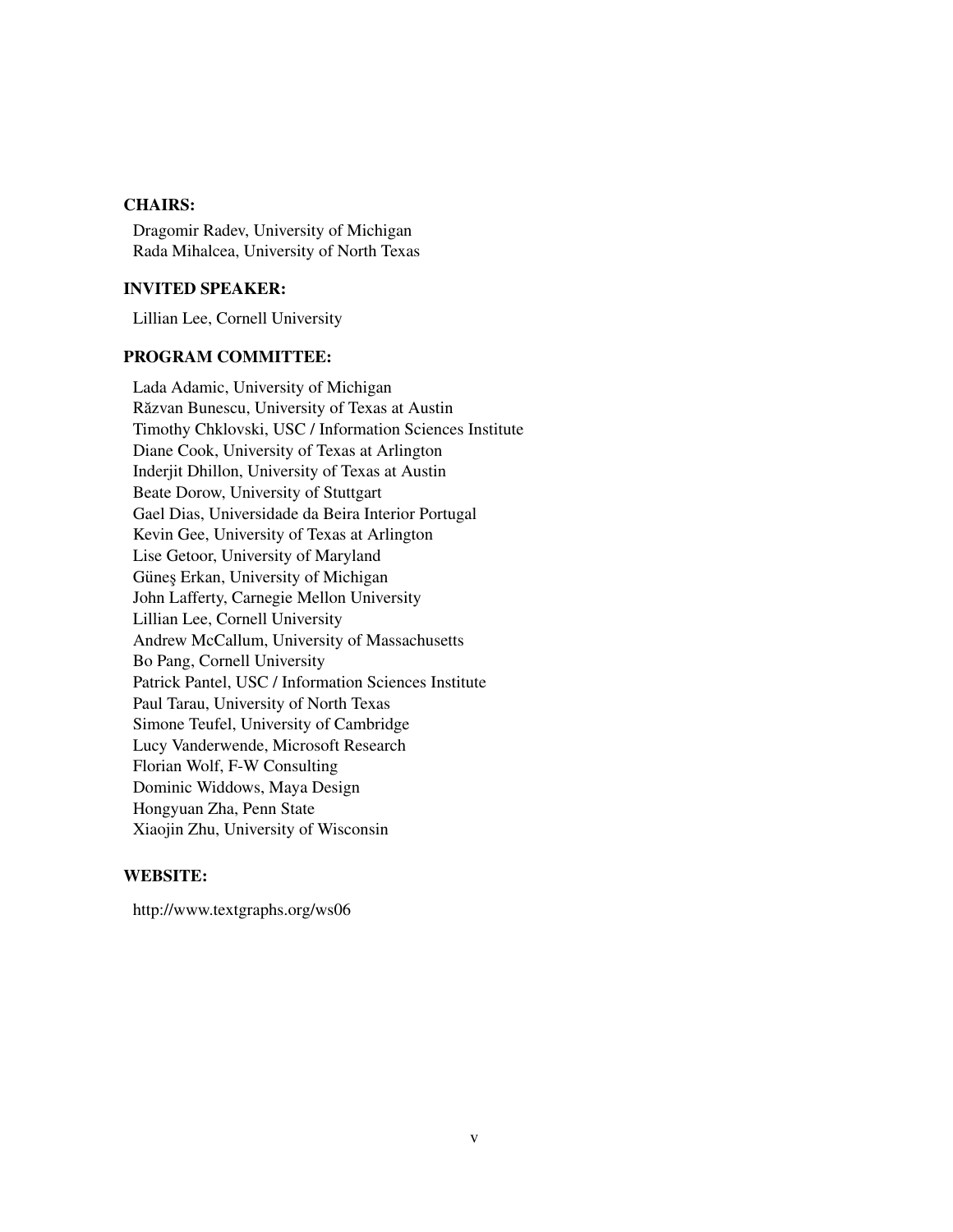**CHAIRS:**

Dragomir Radev, University of Michigan
Rada Mihalcea, University of North Texas

**INVITED SPEAKER:**

Lillian Lee, Cornell University

**PROGRAM COMMITTEE:**

Lada Adamic, University of Michigan
Răzvan Bunescu, University of Texas at Austin
Timothy Chklovski, USC / Information Sciences Institute
Diane Cook, University of Texas at Arlington
Inderjit Dhillon, University of Texas at Austin
Beate Dorow, University of Stuttgart
Gael Dias, Universidade da Beira Interior Portugal
Kevin Gee, University of Texas at Arlington
Lise Getoor, University of Maryland
Güneş Erkan, University of Michigan
John Lafferty, Carnegie Mellon University
Lillian Lee, Cornell University
Andrew McCallum, University of Massachusetts
Bo Pang, Cornell University
Patrick Pantel, USC / Information Sciences Institute
Paul Tarau, University of North Texas
Simone Teufel, University of Cambridge
Lucy Vanderwende, Microsoft Research
Florian Wolf, F-W Consulting
Dominic Widdows, Maya Design
Hongyuan Zha, Penn State
Xiaojin Zhu, University of Wisconsin

**WEBSITE:**

http://www.textgraphs.org/ws06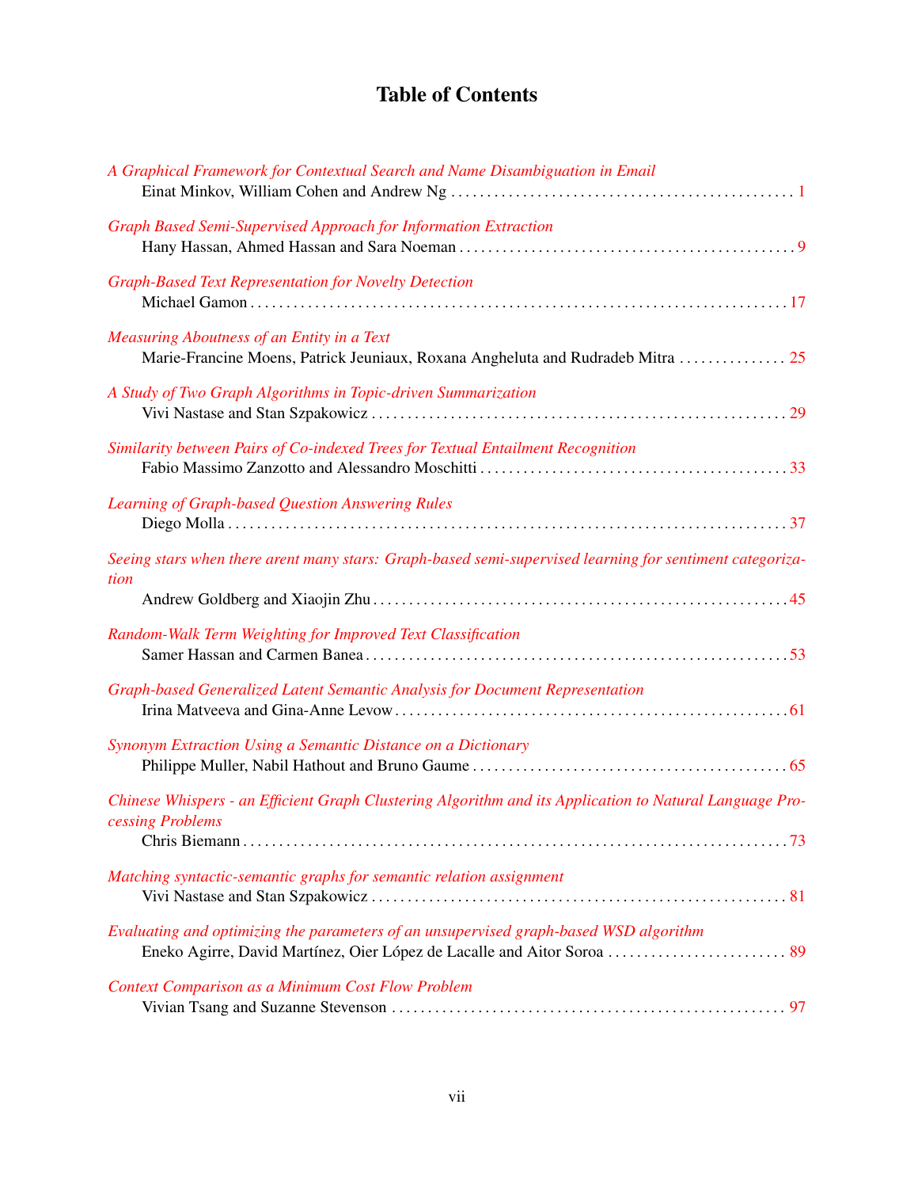# Table of Contents

*A Graphical Framework for Contextual Search and Name Disambiguation in Email*
Einat Minkov, William Cohen and Andrew Ng . . . . . . . . . . 1

*Graph Based Semi-Supervised Approach for Information Extraction*
Hany Hassan, Ahmed Hassan and Sara Noeman . . . . . . . . . . 9

*Graph-Based Text Representation for Novelty Detection*
Michael Gamon . . . . . . . . . . 17

*Measuring Aboutness of an Entity in a Text*
Marie-Francine Moens, Patrick Jeuniaux, Roxana Angheluta and Rudradeb Mitra . . . . . . . . . . 25

*A Study of Two Graph Algorithms in Topic-driven Summarization*
Vivi Nastase and Stan Szpakowicz . . . . . . . . . . 29

*Similarity between Pairs of Co-indexed Trees for Textual Entailment Recognition*
Fabio Massimo Zanzotto and Alessandro Moschitti . . . . . . . . . . 33

*Learning of Graph-based Question Answering Rules*
Diego Molla . . . . . . . . . . 37

*Seeing stars when there arent many stars: Graph-based semi-supervised learning for sentiment categorization*
Andrew Goldberg and Xiaojin Zhu . . . . . . . . . . 45

*Random-Walk Term Weighting for Improved Text Classification*
Samer Hassan and Carmen Banea . . . . . . . . . . 53

*Graph-based Generalized Latent Semantic Analysis for Document Representation*
Irina Matveeva and Gina-Anne Levow . . . . . . . . . . 61

*Synonym Extraction Using a Semantic Distance on a Dictionary*
Philippe Muller, Nabil Hathout and Bruno Gaume . . . . . . . . . . 65

*Chinese Whispers - an Efficient Graph Clustering Algorithm and its Application to Natural Language Processing Problems*
Chris Biemann . . . . . . . . . . 73

*Matching syntactic-semantic graphs for semantic relation assignment*
Vivi Nastase and Stan Szpakowicz . . . . . . . . . . 81

*Evaluating and optimizing the parameters of an unsupervised graph-based WSD algorithm*
Eneko Agirre, David Martínez, Oier López de Lacalle and Aitor Soroa . . . . . . . . . . 89

*Context Comparison as a Minimum Cost Flow Problem*
Vivian Tsang and Suzanne Stevenson . . . . . . . . . . 97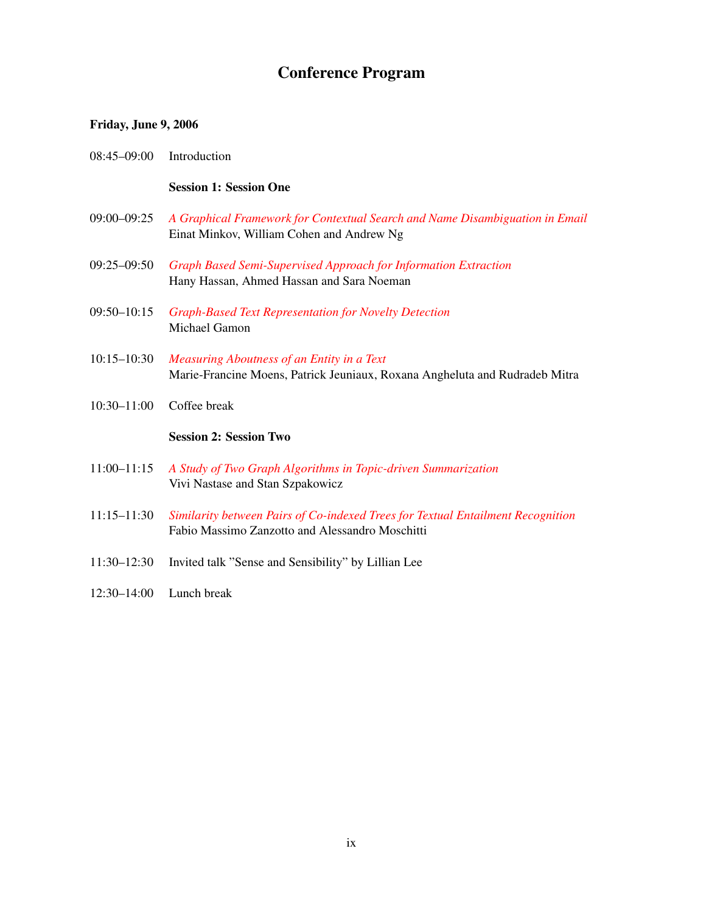# Conference Program

**Friday, June 9, 2006**

08:45–09:00 Introduction

**Session 1: Session One**

09:00–09:25 *A Graphical Framework for Contextual Search and Name Disambiguation in Email*
Einat Minkov, William Cohen and Andrew Ng

09:25–09:50 *Graph Based Semi-Supervised Approach for Information Extraction*
Hany Hassan, Ahmed Hassan and Sara Noeman

09:50–10:15 *Graph-Based Text Representation for Novelty Detection*
Michael Gamon

10:15–10:30 *Measuring Aboutness of an Entity in a Text*
Marie-Francine Moens, Patrick Jeuniaux, Roxana Angheluta and Rudradeb Mitra

10:30–11:00 Coffee break

**Session 2: Session Two**

11:00–11:15 *A Study of Two Graph Algorithms in Topic-driven Summarization*
Vivi Nastase and Stan Szpakowicz

11:15–11:30 *Similarity between Pairs of Co-indexed Trees for Textual Entailment Recognition*
Fabio Massimo Zanzotto and Alessandro Moschitti

11:30–12:30 Invited talk "Sense and Sensibility" by Lillian Lee

12:30–14:00 Lunch break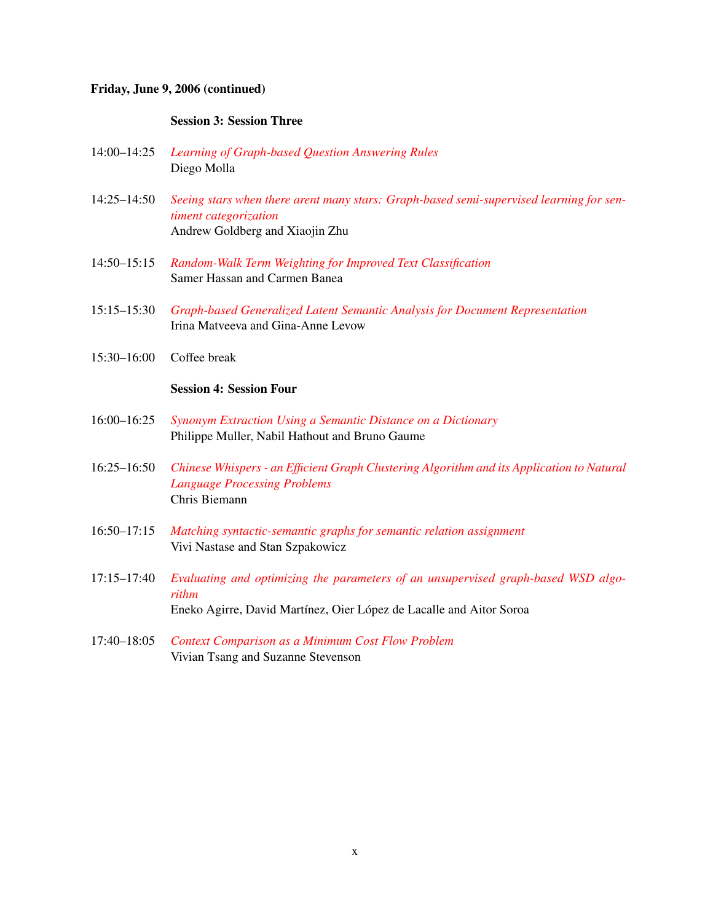**Friday, June 9, 2006 (continued)**

**Session 3: Session Three**

14:00–14:25 *Learning of Graph-based Question Answering Rules*
Diego Molla

14:25–14:50 *Seeing stars when there arent many stars: Graph-based semi-supervised learning for sentiment categorization*
Andrew Goldberg and Xiaojin Zhu

14:50–15:15 *Random-Walk Term Weighting for Improved Text Classification*
Samer Hassan and Carmen Banea

15:15–15:30 *Graph-based Generalized Latent Semantic Analysis for Document Representation*
Irina Matveeva and Gina-Anne Levow

15:30–16:00 Coffee break

**Session 4: Session Four**

16:00–16:25 *Synonym Extraction Using a Semantic Distance on a Dictionary*
Philippe Muller, Nabil Hathout and Bruno Gaume

16:25–16:50 *Chinese Whispers - an Efficient Graph Clustering Algorithm and its Application to Natural Language Processing Problems*
Chris Biemann

16:50–17:15 *Matching syntactic-semantic graphs for semantic relation assignment*
Vivi Nastase and Stan Szpakowicz

17:15–17:40 *Evaluating and optimizing the parameters of an unsupervised graph-based WSD algorithm*
Eneko Agirre, David Martínez, Oier López de Lacalle and Aitor Soroa

17:40–18:05 *Context Comparison as a Minimum Cost Flow Problem*
Vivian Tsang and Suzanne Stevenson